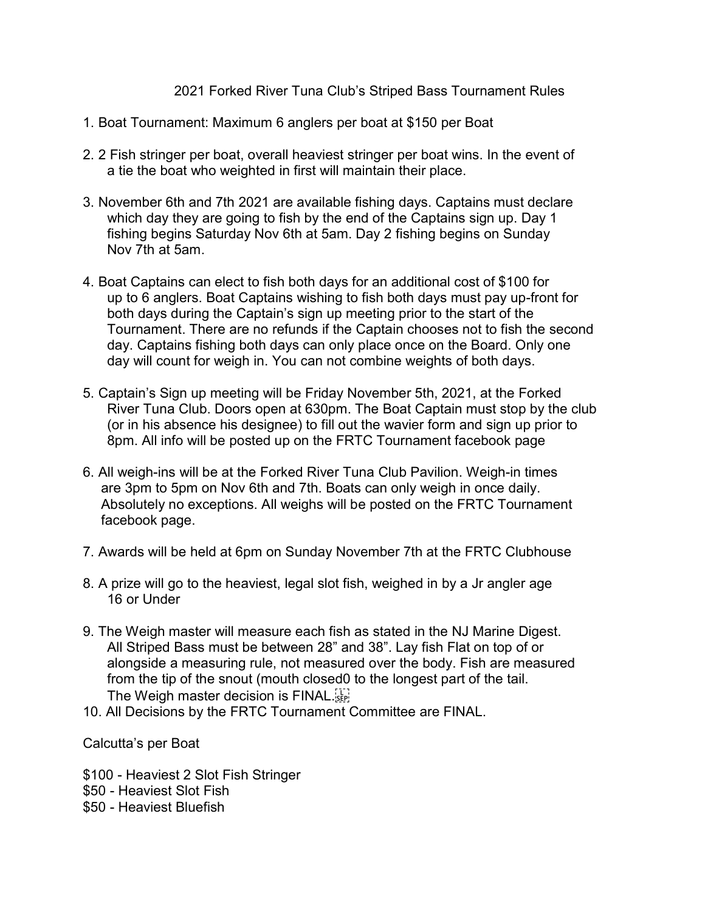# 2021 Forked River Tuna Club's Striped Bass Tournament Rules

1. Boat Tournament: Maximum 6 anglers per boat at $150 per Boat

2. 2 Fish stringer per boat, overall heaviest stringer per boat wins. In the event of a tie the boat who weighted in first will maintain their place.

3. November 6th and 7th 2021 are available fishing days. Captains must declare which day they are going to fish by the end of the Captains sign up. Day 1 fishing begins Saturday Nov 6th at 5am. Day 2 fishing begins on Sunday Nov 7th at 5am.

4. Boat Captains can elect to fish both days for an additional cost of $100 for up to 6 anglers. Boat Captains wishing to fish both days must pay up-front for both days during the Captain's sign up meeting prior to the start of the Tournament. There are no refunds if the Captain chooses not to fish the second day. Captains fishing both days can only place once on the Board. Only one day will count for weigh in. You can not combine weights of both days.

5. Captain's Sign up meeting will be Friday November 5th, 2021, at the Forked River Tuna Club. Doors open at 630pm. The Boat Captain must stop by the club (or in his absence his designee) to fill out the wavier form and sign up prior to 8pm. All info will be posted up on the FRTC Tournament facebook page

6. All weigh-ins will be at the Forked River Tuna Club Pavilion. Weigh-in times are 3pm to 5pm on Nov 6th and 7th. Boats can only weigh in once daily. Absolutely no exceptions. All weighs will be posted on the FRTC Tournament facebook page.

7. Awards will be held at 6pm on Sunday November 7th at the FRTC Clubhouse

8. A prize will go to the heaviest, legal slot fish, weighed in by a Jr angler age 16 or Under

9. The Weigh master will measure each fish as stated in the NJ Marine Digest. All Striped Bass must be between 28" and 38". Lay fish Flat on top of or alongside a measuring rule, not measured over the body. Fish are measured from the tip of the snout (mouth closed0 to the longest part of the tail. The Weigh master decision is FINAL.

10. All Decisions by the FRTC Tournament Committee are FINAL.

Calcutta's per Boat

$100 - Heaviest 2 Slot Fish Stringer
$50 - Heaviest Slot Fish
$50 - Heaviest Bluefish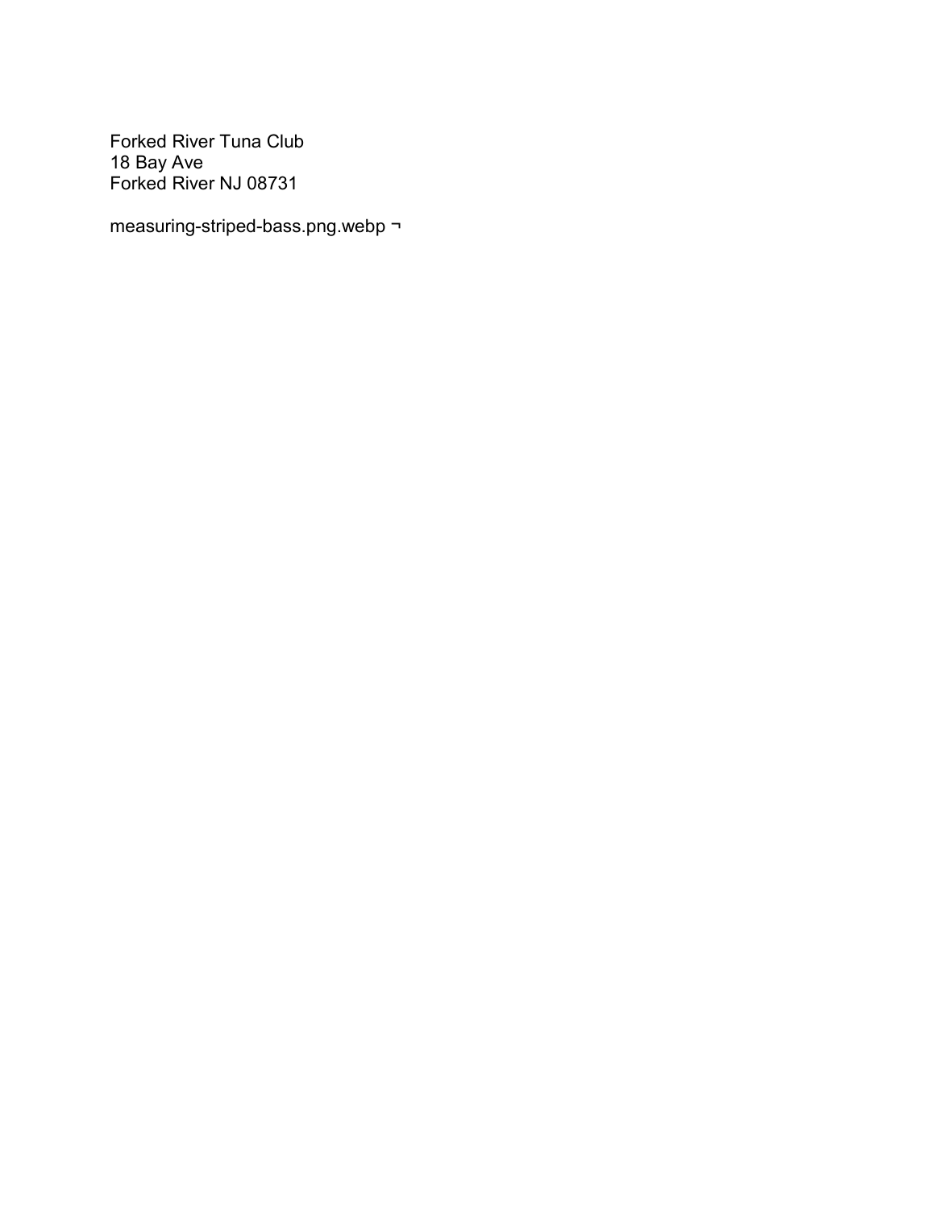Forked River Tuna Club
18 Bay Ave
Forked River NJ 08731

measuring-striped-bass.png.webp ¬